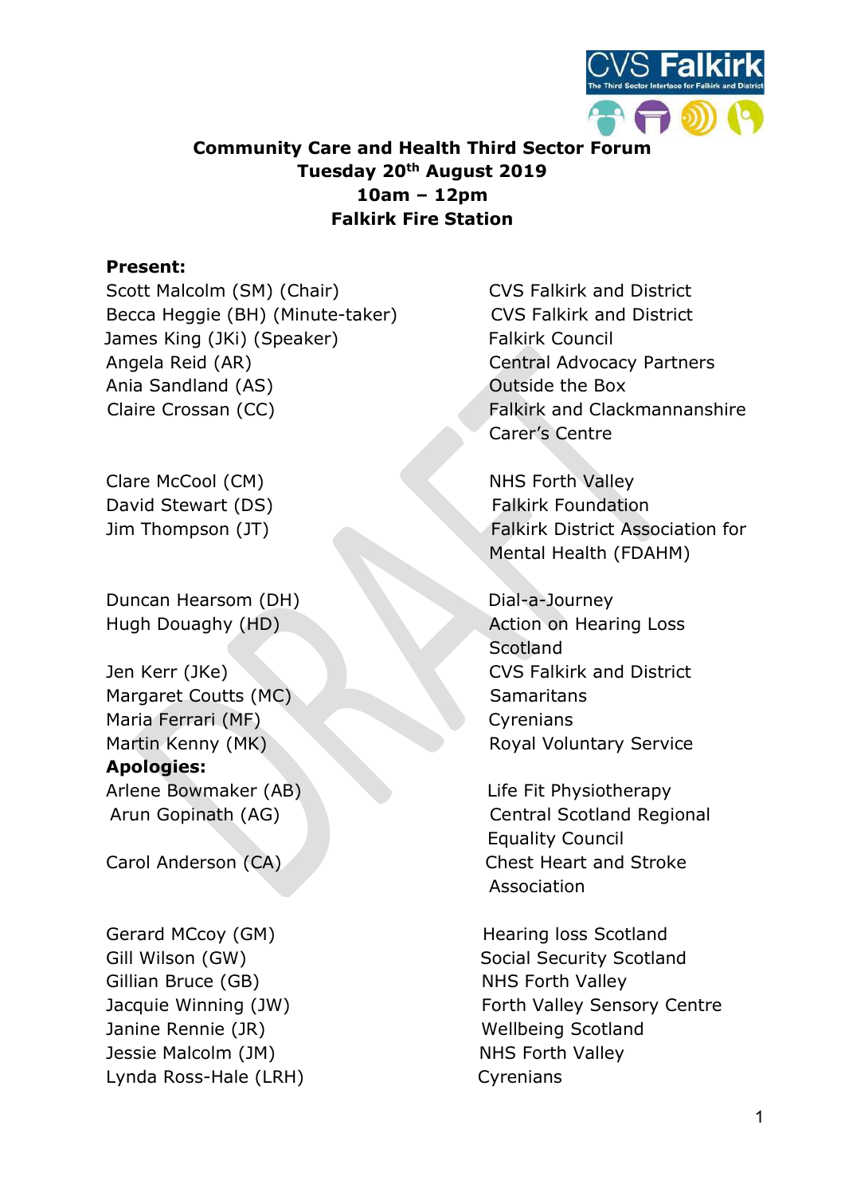**Community Care and Health Third Sector Forum**
**Tuesday 20th August 2019**
**10am – 12pm**
**Falkirk Fire Station**

**Present:**

| | |
|---|---|
| Scott Malcolm (SM) (Chair) | CVS Falkirk and District |
| Becca Heggie (BH) (Minute-taker) | CVS Falkirk and District |
| James King (JKi) (Speaker) | Falkirk Council |
| Angela Reid (AR) | Central Advocacy Partners |
| Ania Sandland (AS) | Outside the Box |
| Claire Crossan (CC) | Falkirk and Clackmannanshire Carer's Centre |
| Clare McCool (CM) | NHS Forth Valley |
| David Stewart (DS) | Falkirk Foundation |
| Jim Thompson (JT) | Falkirk District Association for Mental Health (FDAHM) |
| Duncan Hearsom (DH) | Dial-a-Journey |
| Hugh Douaghy (HD) | Action on Hearing Loss Scotland |
| Jen Kerr (JKe) | CVS Falkirk and District |
| Margaret Coutts (MC) | Samaritans |
| Maria Ferrari (MF) | Cyrenians |
| Martin Kenny (MK) | Royal Voluntary Service |

**Apologies:**

| | |
|---|---|
| Arlene Bowmaker (AB) | Life Fit Physiotherapy |
| Arun Gopinath (AG) | Central Scotland Regional Equality Council |
| Carol Anderson (CA) | Chest Heart and Stroke Association |
| Gerard MCcoy (GM) | Hearing loss Scotland |
| Gill Wilson (GW) | Social Security Scotland |
| Gillian Bruce (GB) | NHS Forth Valley |
| Jacquie Winning (JW) | Forth Valley Sensory Centre |
| Janine Rennie (JR) | Wellbeing Scotland |
| Jessie Malcolm (JM) | NHS Forth Valley |
| Lynda Ross-Hale (LRH) | Cyrenians |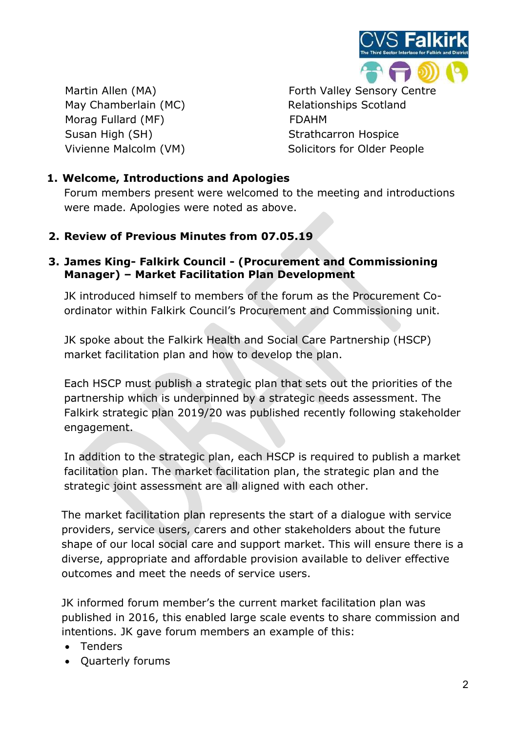| | |
|---|---|
| Martin Allen (MA) | Forth Valley Sensory Centre |
| May Chamberlain (MC) | Relationships Scotland |
| Morag Fullard (MF) | FDAHM |
| Susan High (SH) | Strathcarron Hospice |
| Vivienne Malcolm (VM) | Solicitors for Older People |

**1. Welcome, Introductions and Apologies**

Forum members present were welcomed to the meeting and introductions were made. Apologies were noted as above.

**2. Review of Previous Minutes from 07.05.19**

**3. James King- Falkirk Council - (Procurement and Commissioning Manager) – Market Facilitation Plan Development**

JK introduced himself to members of the forum as the Procurement Co-ordinator within Falkirk Council's Procurement and Commissioning unit.

JK spoke about the Falkirk Health and Social Care Partnership (HSCP) market facilitation plan and how to develop the plan.

Each HSCP must publish a strategic plan that sets out the priorities of the partnership which is underpinned by a strategic needs assessment. The Falkirk strategic plan 2019/20 was published recently following stakeholder engagement.

In addition to the strategic plan, each HSCP is required to publish a market facilitation plan. The market facilitation plan, the strategic plan and the strategic joint assessment are all aligned with each other.

The market facilitation plan represents the start of a dialogue with service providers, service users, carers and other stakeholders about the future shape of our local social care and support market. This will ensure there is a diverse, appropriate and affordable provision available to deliver effective outcomes and meet the needs of service users.

JK informed forum member's the current market facilitation plan was published in 2016, this enabled large scale events to share commission and intentions. JK gave forum members an example of this:

- Tenders
- Quarterly forums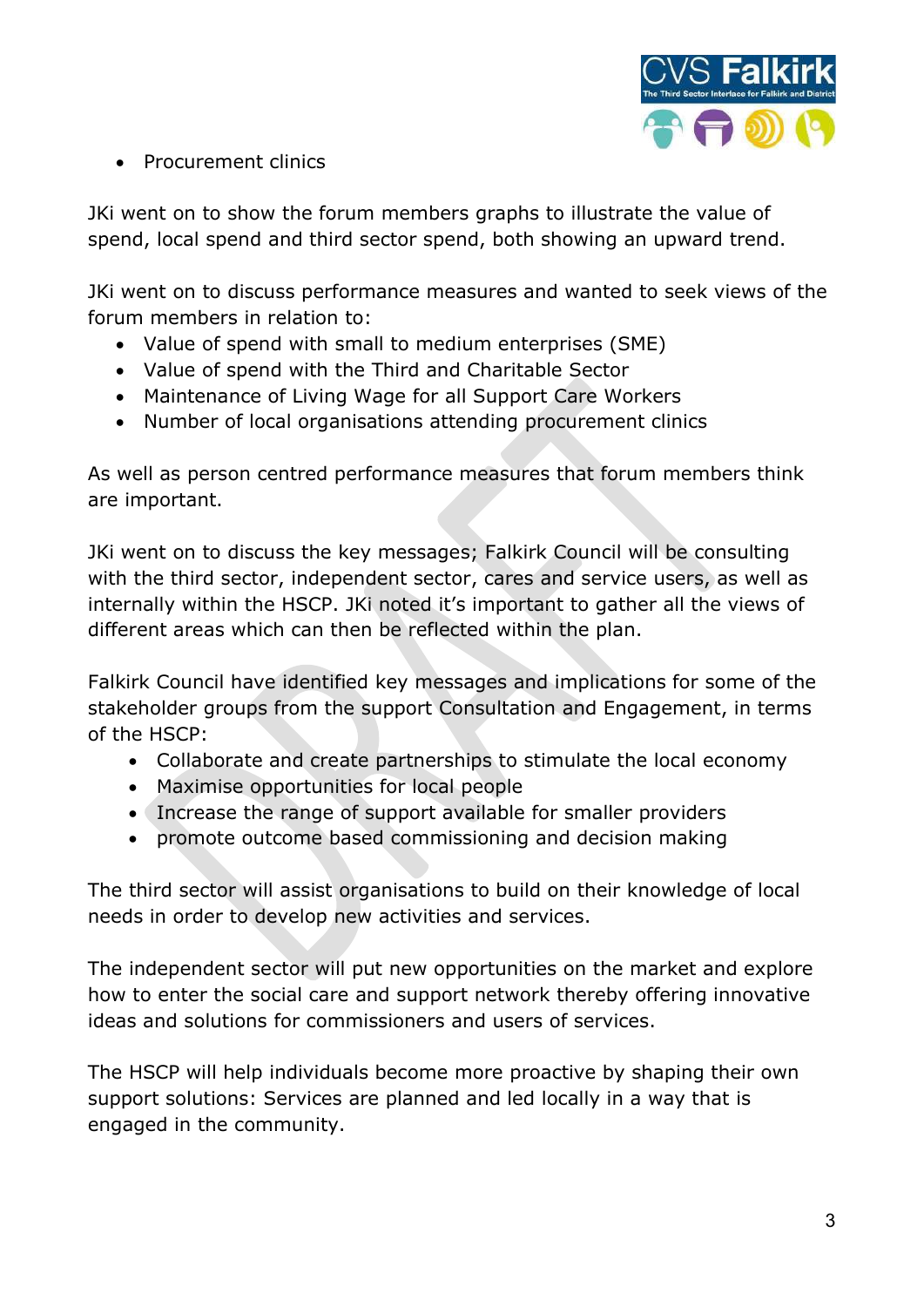- Procurement clinics

JKi went on to show the forum members graphs to illustrate the value of spend, local spend and third sector spend, both showing an upward trend.

JKi went on to discuss performance measures and wanted to seek views of the forum members in relation to:

- Value of spend with small to medium enterprises (SME)
- Value of spend with the Third and Charitable Sector
- Maintenance of Living Wage for all Support Care Workers
- Number of local organisations attending procurement clinics

As well as person centred performance measures that forum members think are important.

JKi went on to discuss the key messages; Falkirk Council will be consulting with the third sector, independent sector, cares and service users, as well as internally within the HSCP. JKi noted it's important to gather all the views of different areas which can then be reflected within the plan.

Falkirk Council have identified key messages and implications for some of the stakeholder groups from the support Consultation and Engagement, in terms of the HSCP:

- Collaborate and create partnerships to stimulate the local economy
- Maximise opportunities for local people
- Increase the range of support available for smaller providers
- promote outcome based commissioning and decision making

The third sector will assist organisations to build on their knowledge of local needs in order to develop new activities and services.

The independent sector will put new opportunities on the market and explore how to enter the social care and support network thereby offering innovative ideas and solutions for commissioners and users of services.

The HSCP will help individuals become more proactive by shaping their own support solutions: Services are planned and led locally in a way that is engaged in the community.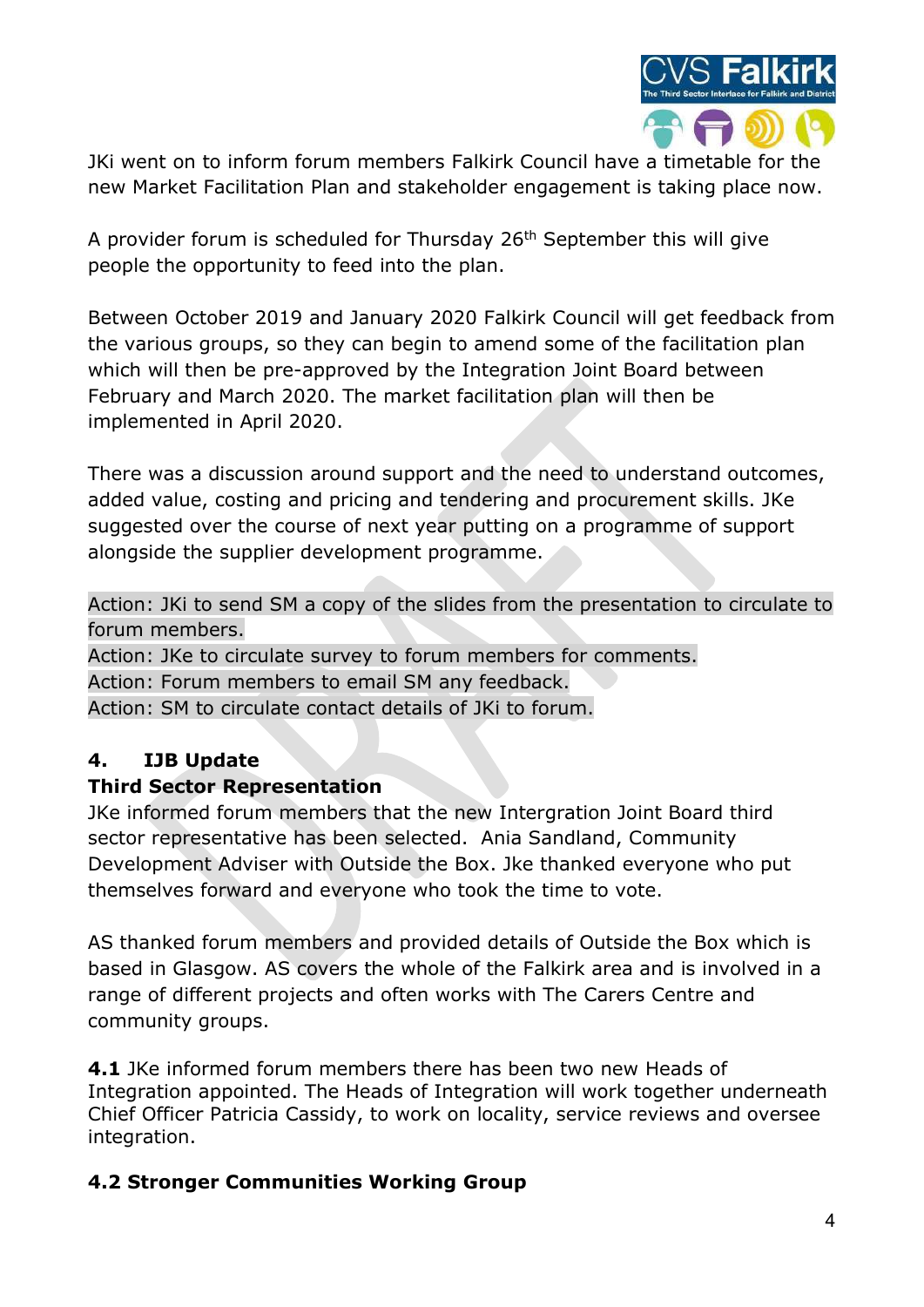JKi went on to inform forum members Falkirk Council have a timetable for the new Market Facilitation Plan and stakeholder engagement is taking place now.

A provider forum is scheduled for Thursday 26th September this will give people the opportunity to feed into the plan.

Between October 2019 and January 2020 Falkirk Council will get feedback from the various groups, so they can begin to amend some of the facilitation plan which will then be pre-approved by the Integration Joint Board between February and March 2020. The market facilitation plan will then be implemented in April 2020.

There was a discussion around support and the need to understand outcomes, added value, costing and pricing and tendering and procurement skills. JKe suggested over the course of next year putting on a programme of support alongside the supplier development programme.

Action: JKi to send SM a copy of the slides from the presentation to circulate to forum members.
Action: JKe to circulate survey to forum members for comments.
Action: Forum members to email SM any feedback.
Action: SM to circulate contact details of JKi to forum.

## 4. IJB Update

**Third Sector Representation**

JKe informed forum members that the new Intergration Joint Board third sector representative has been selected. Ania Sandland, Community Development Adviser with Outside the Box. Jke thanked everyone who put themselves forward and everyone who took the time to vote.

AS thanked forum members and provided details of Outside the Box which is based in Glasgow. AS covers the whole of the Falkirk area and is involved in a range of different projects and often works with The Carers Centre and community groups.

**4.1** JKe informed forum members there has been two new Heads of Integration appointed. The Heads of Integration will work together underneath Chief Officer Patricia Cassidy, to work on locality, service reviews and oversee integration.

### 4.2 Stronger Communities Working Group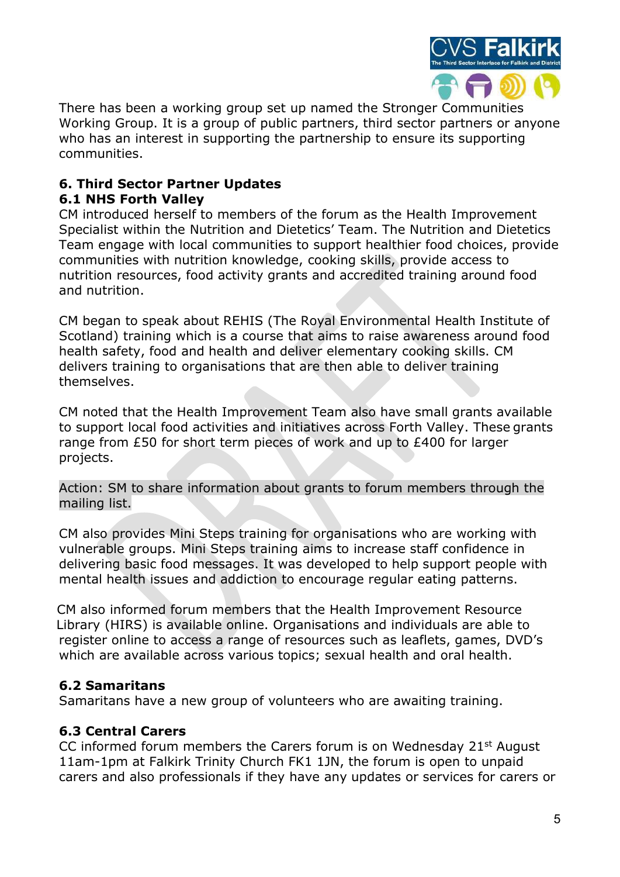There has been a working group set up named the Stronger Communities Working Group. It is a group of public partners, third sector partners or anyone who has an interest in supporting the partnership to ensure its supporting communities.

## 6. Third Sector Partner Updates

### 6.1 NHS Forth Valley

CM introduced herself to members of the forum as the Health Improvement Specialist within the Nutrition and Dietetics' Team. The Nutrition and Dietetics Team engage with local communities to support healthier food choices, provide communities with nutrition knowledge, cooking skills, provide access to nutrition resources, food activity grants and accredited training around food and nutrition.

CM began to speak about REHIS (The Royal Environmental Health Institute of Scotland) training which is a course that aims to raise awareness around food health safety, food and health and deliver elementary cooking skills. CM delivers training to organisations that are then able to deliver training themselves.

CM noted that the Health Improvement Team also have small grants available to support local food activities and initiatives across Forth Valley. These grants range from £50 for short term pieces of work and up to £400 for larger projects.

Action: SM to share information about grants to forum members through the mailing list.

CM also provides Mini Steps training for organisations who are working with vulnerable groups. Mini Steps training aims to increase staff confidence in delivering basic food messages. It was developed to help support people with mental health issues and addiction to encourage regular eating patterns.

CM also informed forum members that the Health Improvement Resource Library (HIRS) is available online. Organisations and individuals are able to register online to access a range of resources such as leaflets, games, DVD's which are available across various topics; sexual health and oral health.

### 6.2 Samaritans

Samaritans have a new group of volunteers who are awaiting training.

### 6.3 Central Carers

CC informed forum members the Carers forum is on Wednesday 21st August 11am-1pm at Falkirk Trinity Church FK1 1JN, the forum is open to unpaid carers and also professionals if they have any updates or services for carers or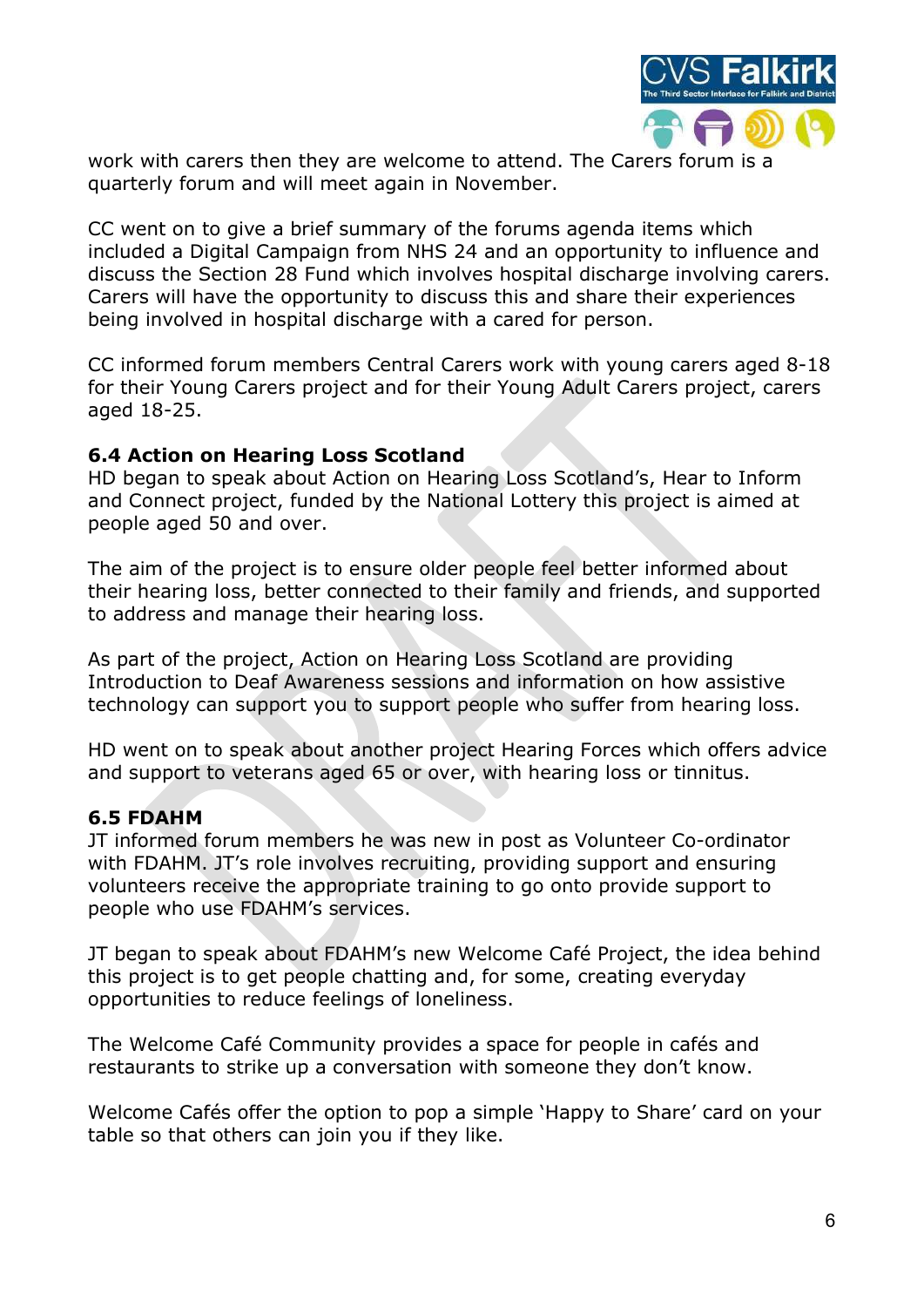work with carers then they are welcome to attend. The Carers forum is a quarterly forum and will meet again in November.

CC went on to give a brief summary of the forums agenda items which included a Digital Campaign from NHS 24 and an opportunity to influence and discuss the Section 28 Fund which involves hospital discharge involving carers. Carers will have the opportunity to discuss this and share their experiences being involved in hospital discharge with a cared for person.

CC informed forum members Central Carers work with young carers aged 8-18 for their Young Carers project and for their Young Adult Carers project, carers aged 18-25.

**6.4 Action on Hearing Loss Scotland**

HD began to speak about Action on Hearing Loss Scotland's, Hear to Inform and Connect project, funded by the National Lottery this project is aimed at people aged 50 and over.

The aim of the project is to ensure older people feel better informed about their hearing loss, better connected to their family and friends, and supported to address and manage their hearing loss.

As part of the project, Action on Hearing Loss Scotland are providing Introduction to Deaf Awareness sessions and information on how assistive technology can support you to support people who suffer from hearing loss.

HD went on to speak about another project Hearing Forces which offers advice and support to veterans aged 65 or over, with hearing loss or tinnitus.

**6.5 FDAHM**

JT informed forum members he was new in post as Volunteer Co-ordinator with FDAHM. JT's role involves recruiting, providing support and ensuring volunteers receive the appropriate training to go onto provide support to people who use FDAHM's services.

JT began to speak about FDAHM's new Welcome Café Project, the idea behind this project is to get people chatting and, for some, creating everyday opportunities to reduce feelings of loneliness.

The Welcome Café Community provides a space for people in cafés and restaurants to strike up a conversation with someone they don't know.

Welcome Cafés offer the option to pop a simple 'Happy to Share' card on your table so that others can join you if they like.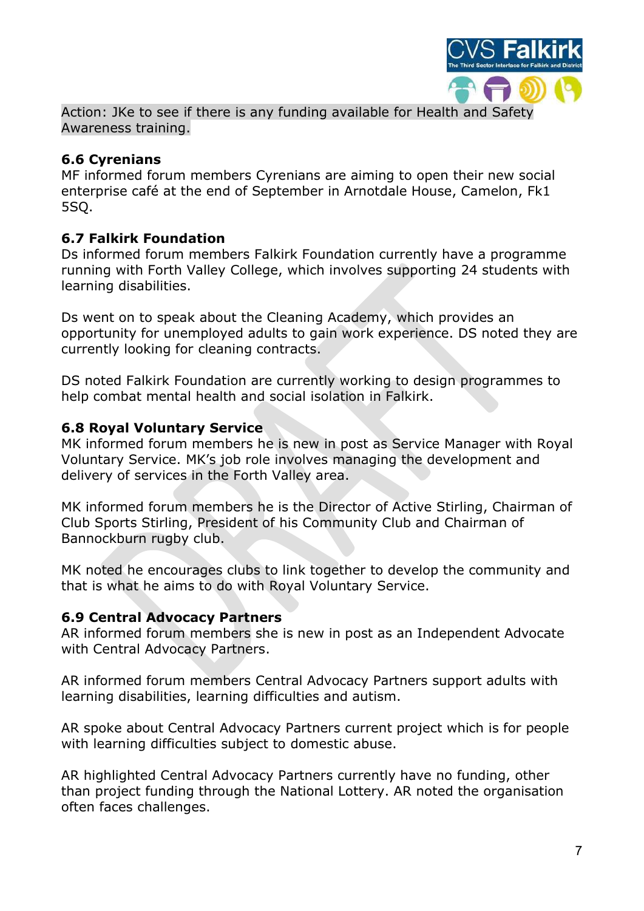Action: JKe to see if there is any funding available for Health and Safety Awareness training.

### 6.6 Cyrenians

MF informed forum members Cyrenians are aiming to open their new social enterprise café at the end of September in Arnotdale House, Camelon, Fk1 5SQ.

### 6.7 Falkirk Foundation

Ds informed forum members Falkirk Foundation currently have a programme running with Forth Valley College, which involves supporting 24 students with learning disabilities.

Ds went on to speak about the Cleaning Academy, which provides an opportunity for unemployed adults to gain work experience. DS noted they are currently looking for cleaning contracts.

DS noted Falkirk Foundation are currently working to design programmes to help combat mental health and social isolation in Falkirk.

### 6.8 Royal Voluntary Service

MK informed forum members he is new in post as Service Manager with Royal Voluntary Service. MK's job role involves managing the development and delivery of services in the Forth Valley area.

MK informed forum members he is the Director of Active Stirling, Chairman of Club Sports Stirling, President of his Community Club and Chairman of Bannockburn rugby club.

MK noted he encourages clubs to link together to develop the community and that is what he aims to do with Royal Voluntary Service.

### 6.9 Central Advocacy Partners

AR informed forum members she is new in post as an Independent Advocate with Central Advocacy Partners.

AR informed forum members Central Advocacy Partners support adults with learning disabilities, learning difficulties and autism.

AR spoke about Central Advocacy Partners current project which is for people with learning difficulties subject to domestic abuse.

AR highlighted Central Advocacy Partners currently have no funding, other than project funding through the National Lottery. AR noted the organisation often faces challenges.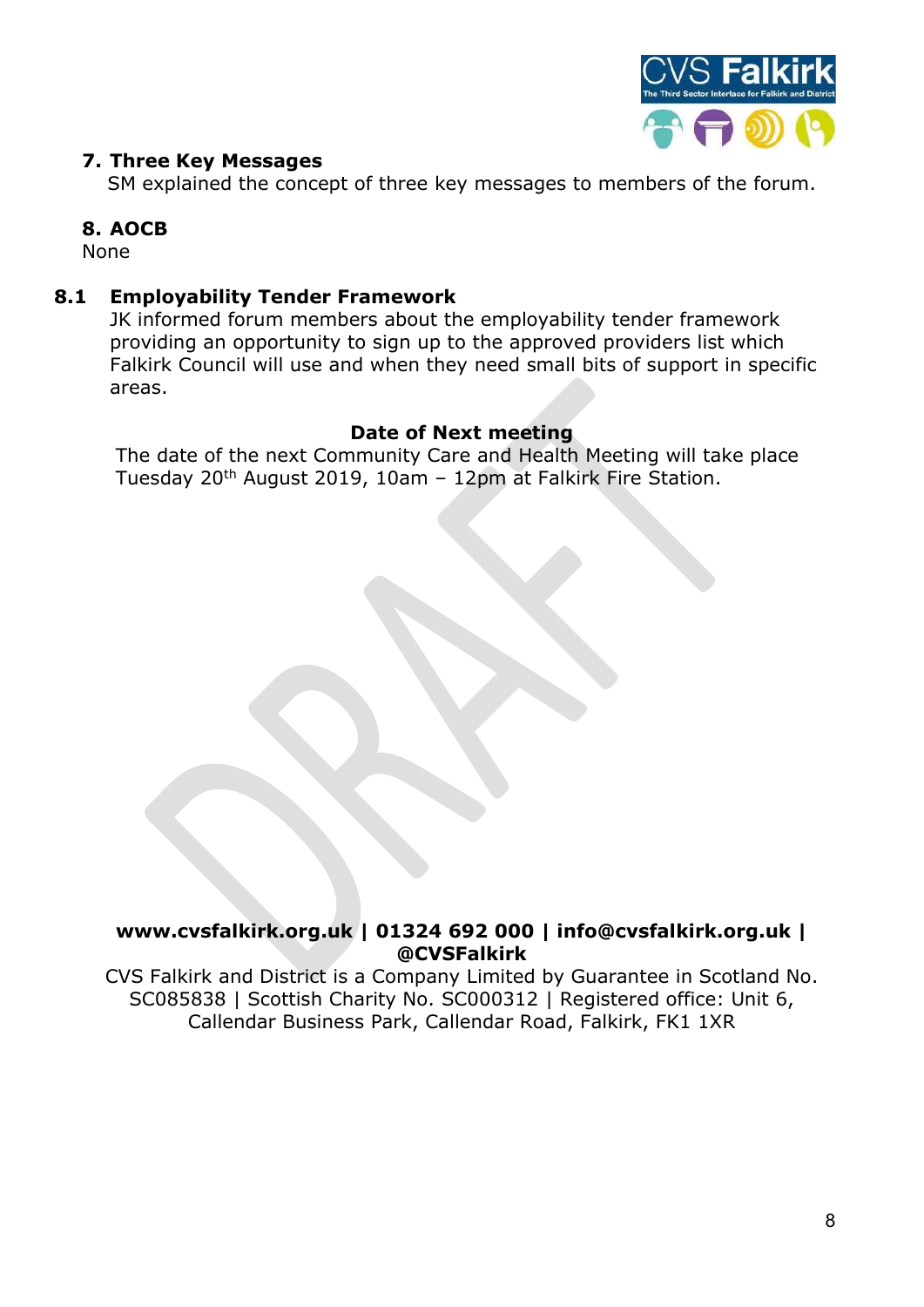### 7. Three Key Messages

SM explained the concept of three key messages to members of the forum.

### 8. AOCB

None

### 8.1 Employability Tender Framework

JK informed forum members about the employability tender framework providing an opportunity to sign up to the approved providers list which Falkirk Council will use and when they need small bits of support in specific areas.

**Date of Next meeting**

The date of the next Community Care and Health Meeting will take place Tuesday 20th August 2019, 10am – 12pm at Falkirk Fire Station.

**www.cvsfalkirk.org.uk | 01324 692 000 | info@cvsfalkirk.org.uk | @CVSFalkirk**

CVS Falkirk and District is a Company Limited by Guarantee in Scotland No. SC085838 | Scottish Charity No. SC000312 | Registered office: Unit 6, Callendar Business Park, Callendar Road, Falkirk, FK1 1XR